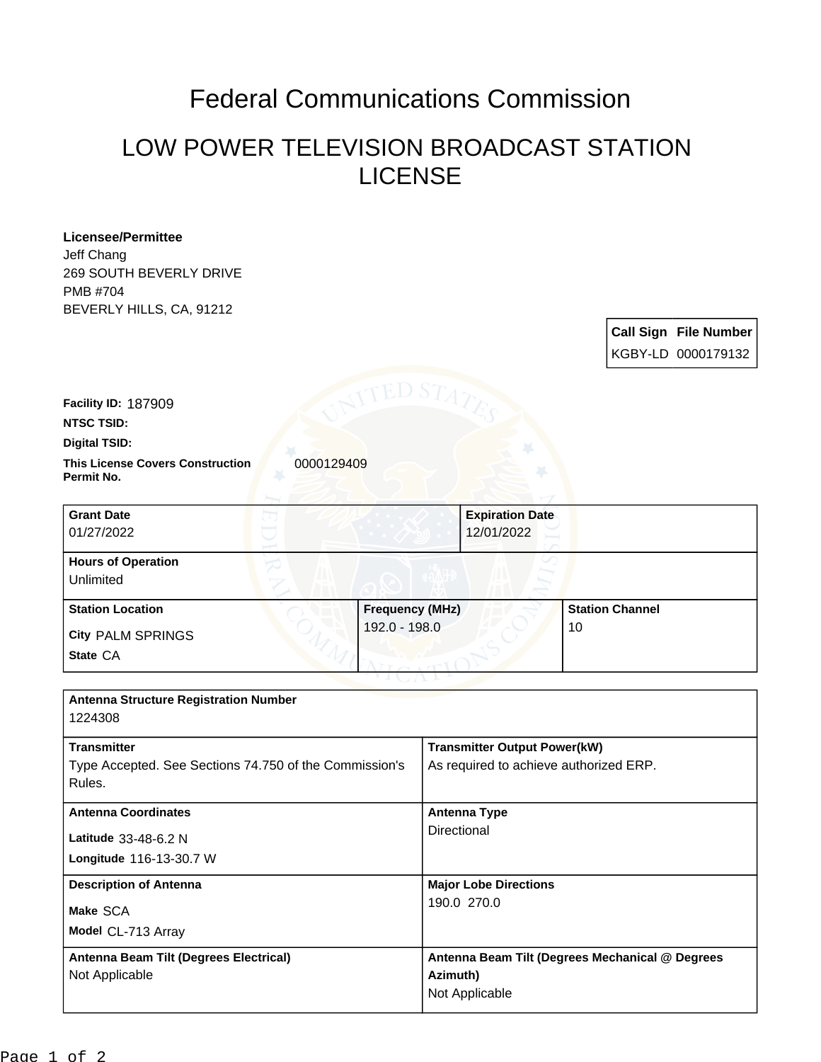# Federal Communications Commission

## LOW POWER TELEVISION BROADCAST STATION LICENSE

**Licensee/Permittee**
Jeff Chang
269 SOUTH BEVERLY DRIVE
PMB #704
BEVERLY HILLS, CA, 91212

| Call Sign | File Number |
|---|---|
| KGBY-LD | 0000179132 |

**Facility ID:** 187909

**NTSC TSID:**

**Digital TSID:**

**This License Covers Construction Permit No.** 0000129409

| Grant Date | Expiration Date |
|---|---|
| 01/27/2022 | 12/01/2022 |

**Hours of Operation**
Unlimited

| Station Location | Frequency (MHz) | Station Channel |
|---|---|---|
| City PALM SPRINGS<br>State CA | 192.0 - 198.0 | 10 |

**Antenna Structure Registration Number**
1224308

| Transmitter | Transmitter Output Power(kW) |
|---|---|
| Type Accepted. See Sections 74.750 of the Commission's Rules. | As required to achieve authorized ERP. |

| Antenna Coordinates | Antenna Type |
|---|---|
| Latitude 33-48-6.2 N<br>Longitude 116-13-30.7 W | Directional |

| Description of Antenna | Major Lobe Directions |
|---|---|
| Make SCA<br>Model CL-713 Array | 190.0 270.0 |

| Antenna Beam Tilt (Degrees Electrical) | Antenna Beam Tilt (Degrees Mechanical @ Degrees Azimuth) |
|---|---|
| Not Applicable | Not Applicable |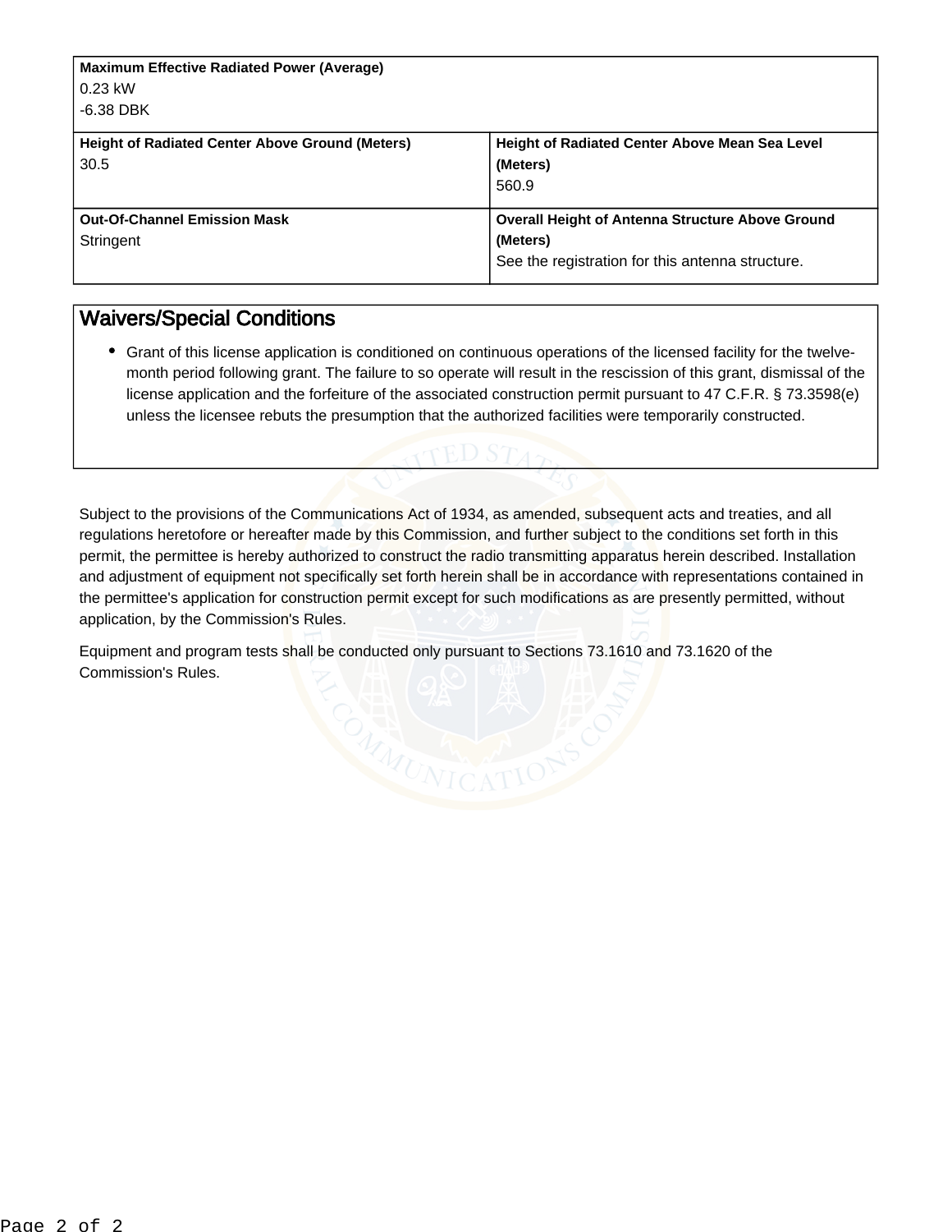| | |
|---|---|
| **Maximum Effective Radiated Power (Average)**<br>0.23 kW<br>-6.38 DBK | |
| **Height of Radiated Center Above Ground (Meters)**<br>30.5 | **Height of Radiated Center Above Mean Sea Level (Meters)**<br>560.9 |
| **Out-Of-Channel Emission Mask**<br>Stringent | **Overall Height of Antenna Structure Above Ground (Meters)**<br>See the registration for this antenna structure. |

## Waivers/Special Conditions

- Grant of this license application is conditioned on continuous operations of the licensed facility for the twelve-month period following grant. The failure to so operate will result in the rescission of this grant, dismissal of the license application and the forfeiture of the associated construction permit pursuant to 47 C.F.R. § 73.3598(e) unless the licensee rebuts the presumption that the authorized facilities were temporarily constructed.

Subject to the provisions of the Communications Act of 1934, as amended, subsequent acts and treaties, and all regulations heretofore or hereafter made by this Commission, and further subject to the conditions set forth in this permit, the permittee is hereby authorized to construct the radio transmitting apparatus herein described. Installation and adjustment of equipment not specifically set forth herein shall be in accordance with representations contained in the permittee's application for construction permit except for such modifications as are presently permitted, without application, by the Commission's Rules.

Equipment and program tests shall be conducted only pursuant to Sections 73.1610 and 73.1620 of the Commission's Rules.